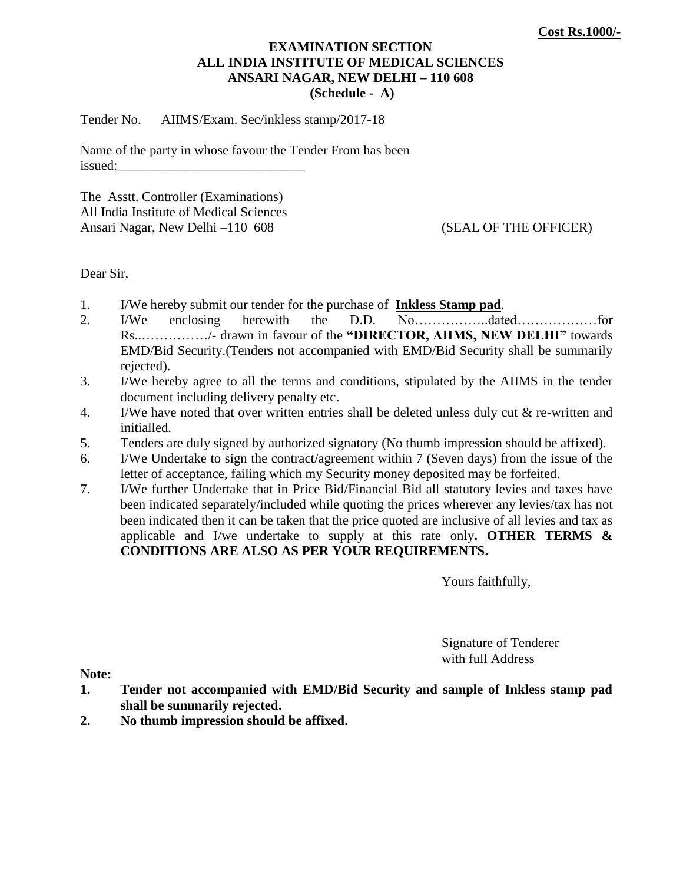**Cost Rs.1000/-**

**EXAMINATION SECTION**
**ALL INDIA INSTITUTE OF MEDICAL SCIENCES**
**ANSARI NAGAR, NEW DELHI – 110 608**
**(Schedule - A)**

Tender No. AIIMS/Exam. Sec/inkless stamp/2017-18

Name of the party in whose favour the Tender From has been issued:____________________________

The Asstt. Controller (Examinations)
All India Institute of Medical Sciences
Ansari Nagar, New Delhi –110 608 (SEAL OF THE OFFICER)

Dear Sir,

1. I/We hereby submit our tender for the purchase of **Inkless Stamp pad**.
2. I/We enclosing herewith the D.D. No……………..dated………………for Rs..……………/- drawn in favour of the **"DIRECTOR, AIIMS, NEW DELHI"** towards EMD/Bid Security.(Tenders not accompanied with EMD/Bid Security shall be summarily rejected).
3. I/We hereby agree to all the terms and conditions, stipulated by the AIIMS in the tender document including delivery penalty etc.
4. I/We have noted that over written entries shall be deleted unless duly cut & re-written and initialled.
5. Tenders are duly signed by authorized signatory (No thumb impression should be affixed).
6. I/We Undertake to sign the contract/agreement within 7 (Seven days) from the issue of the letter of acceptance, failing which my Security money deposited may be forfeited.
7. I/We further Undertake that in Price Bid/Financial Bid all statutory levies and taxes have been indicated separately/included while quoting the prices wherever any levies/tax has not been indicated then it can be taken that the price quoted are inclusive of all levies and tax as applicable and I/we undertake to supply at this rate only**. OTHER TERMS & CONDITIONS ARE ALSO AS PER YOUR REQUIREMENTS.**

Yours faithfully,

Signature of Tenderer
with full Address

**Note:**

1. **Tender not accompanied with EMD/Bid Security and sample of Inkless stamp pad shall be summarily rejected.**
2. **No thumb impression should be affixed.**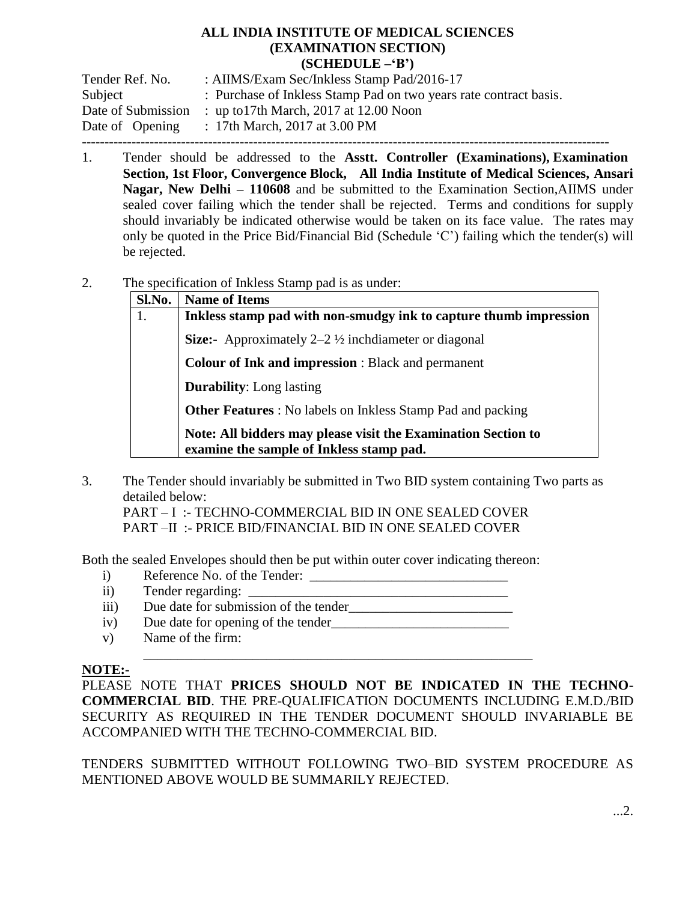**ALL INDIA INSTITUTE OF MEDICAL SCIENCES**
**(EXAMINATION SECTION)**
**(SCHEDULE –'B')**

Tender Ref. No. : AIIMS/Exam Sec/Inkless Stamp Pad/2016-17
Subject : Purchase of Inkless Stamp Pad on two years rate contract basis.
Date of Submission : up to17th March, 2017 at 12.00 Noon
Date of Opening : 17th March, 2017 at 3.00 PM

---

1. Tender should be addressed to the **Asstt. Controller (Examinations), Examination Section, 1st Floor, Convergence Block, All India Institute of Medical Sciences, Ansari Nagar, New Delhi – 110608** and be submitted to the Examination Section,AIIMS under sealed cover failing which the tender shall be rejected. Terms and conditions for supply should invariably be indicated otherwise would be taken on its face value. The rates may only be quoted in the Price Bid/Financial Bid (Schedule 'C') failing which the tender(s) will be rejected.

2. The specification of Inkless Stamp pad is as under:

| Sl.No. | Name of Items |
|---|---|
| 1. | **Inkless stamp pad with non-smudgy ink to capture thumb impression** |
| | **Size:-** Approximately 2–2 ½ inchdiameter or diagonal |
| | **Colour of Ink and impression** : Black and permanent |
| | **Durability**: Long lasting |
| | **Other Features** : No labels on Inkless Stamp Pad and packing |
| | **Note: All bidders may please visit the Examination Section to examine the sample of Inkless stamp pad.** |

3. The Tender should invariably be submitted in Two BID system containing Two parts as detailed below:
   PART – I :- TECHNO-COMMERCIAL BID IN ONE SEALED COVER
   PART –II :- PRICE BID/FINANCIAL BID IN ONE SEALED COVER

Both the sealed Envelopes should then be put within outer cover indicating thereon:

i) Reference No. of the Tender: _____________________________
ii) Tender regarding: _____________________________________
iii) Due date for submission of the tender________________________
iv) Due date for opening of the tender__________________________
v) Name of the firm: ___________________________________________________________

**NOTE:-**

PLEASE NOTE THAT **PRICES SHOULD NOT BE INDICATED IN THE TECHNO-COMMERCIAL BID**. THE PRE-QUALIFICATION DOCUMENTS INCLUDING E.M.D./BID SECURITY AS REQUIRED IN THE TENDER DOCUMENT SHOULD INVARIABLE BE ACCOMPANIED WITH THE TECHNO-COMMERCIAL BID.

TENDERS SUBMITTED WITHOUT FOLLOWING TWO–BID SYSTEM PROCEDURE AS MENTIONED ABOVE WOULD BE SUMMARILY REJECTED.

...2.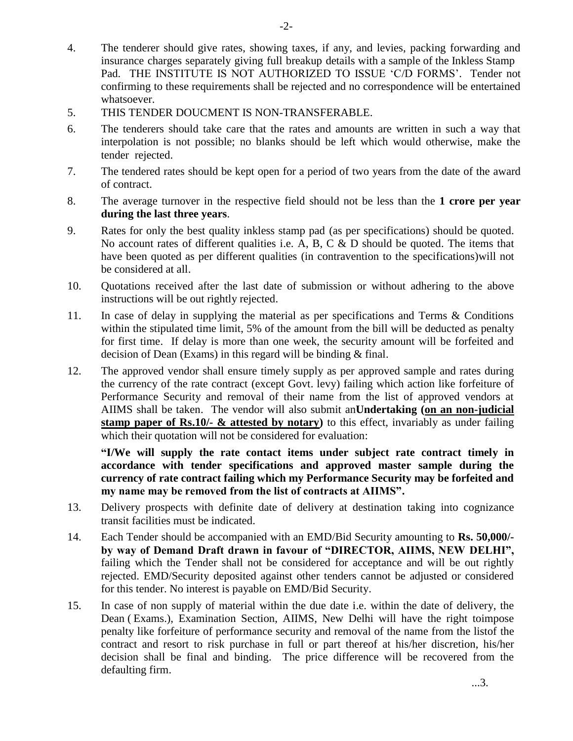4. The tenderer should give rates, showing taxes, if any, and levies, packing forwarding and insurance charges separately giving full breakup details with a sample of the Inkless Stamp Pad. THE INSTITUTE IS NOT AUTHORIZED TO ISSUE 'C/D FORMS'. Tender not confirming to these requirements shall be rejected and no correspondence will be entertained whatsoever.
5. THIS TENDER DOUCMENT IS NON-TRANSFERABLE.
6. The tenderers should take care that the rates and amounts are written in such a way that interpolation is not possible; no blanks should be left which would otherwise, make the tender rejected.
7. The tendered rates should be kept open for a period of two years from the date of the award of contract.
8. The average turnover in the respective field should not be less than the **1 crore per year during the last three years**.
9. Rates for only the best quality inkless stamp pad (as per specifications) should be quoted. No account rates of different qualities i.e. A, B, C & D should be quoted. The items that have been quoted as per different qualities (in contravention to the specifications)will not be considered at all.
10. Quotations received after the last date of submission or without adhering to the above instructions will be out rightly rejected.
11. In case of delay in supplying the material as per specifications and Terms & Conditions within the stipulated time limit, 5% of the amount from the bill will be deducted as penalty for first time. If delay is more than one week, the security amount will be forfeited and decision of Dean (Exams) in this regard will be binding & final.
12. The approved vendor shall ensure timely supply as per approved sample and rates during the currency of the rate contract (except Govt. levy) failing which action like forfeiture of Performance Security and removal of their name from the list of approved vendors at AIIMS shall be taken. The vendor will also submit an**Undertaking (<u>on an non-judicial stamp paper of Rs.10/- & attested by notary</u>)** to this effect, invariably as under failing which their quotation will not be considered for evaluation:

    **"I/We will supply the rate contact items under subject rate contract timely in accordance with tender specifications and approved master sample during the currency of rate contract failing which my Performance Security may be forfeited and my name may be removed from the list of contracts at AIIMS".**

13. Delivery prospects with definite date of delivery at destination taking into cognizance transit facilities must be indicated.
14. Each Tender should be accompanied with an EMD/Bid Security amounting to **Rs. 50,000/- by way of Demand Draft drawn in favour of "DIRECTOR, AIIMS, NEW DELHI",** failing which the Tender shall not be considered for acceptance and will be out rightly rejected. EMD/Security deposited against other tenders cannot be adjusted or considered for this tender. No interest is payable on EMD/Bid Security.
15. In case of non supply of material within the due date i.e. within the date of delivery, the Dean ( Exams.), Examination Section, AIIMS, New Delhi will have the right toimpose penalty like forfeiture of performance security and removal of the name from the listof the contract and resort to risk purchase in full or part thereof at his/her discretion, his/her decision shall be final and binding. The price difference will be recovered from the defaulting firm.

...3.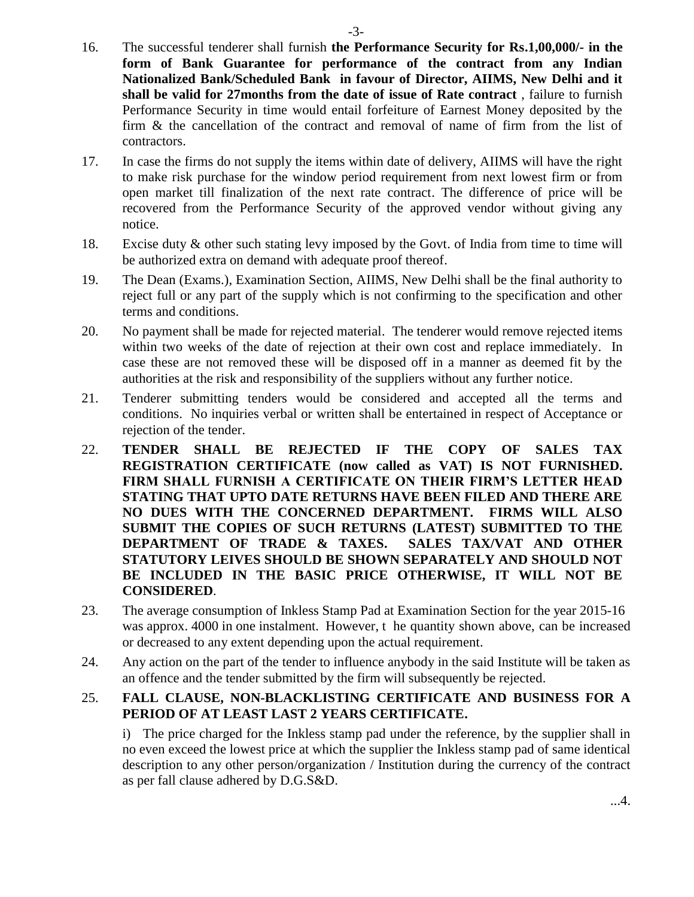16. The successful tenderer shall furnish **the Performance Security for Rs.1,00,000/- in the form of Bank Guarantee for performance of the contract from any Indian Nationalized Bank/Scheduled Bank in favour of Director, AIIMS, New Delhi and it shall be valid for 27months from the date of issue of Rate contract** , failure to furnish Performance Security in time would entail forfeiture of Earnest Money deposited by the firm & the cancellation of the contract and removal of name of firm from the list of contractors.

17. In case the firms do not supply the items within date of delivery, AIIMS will have the right to make risk purchase for the window period requirement from next lowest firm or from open market till finalization of the next rate contract. The difference of price will be recovered from the Performance Security of the approved vendor without giving any notice.

18. Excise duty & other such stating levy imposed by the Govt. of India from time to time will be authorized extra on demand with adequate proof thereof.

19. The Dean (Exams.), Examination Section, AIIMS, New Delhi shall be the final authority to reject full or any part of the supply which is not confirming to the specification and other terms and conditions.

20. No payment shall be made for rejected material. The tenderer would remove rejected items within two weeks of the date of rejection at their own cost and replace immediately. In case these are not removed these will be disposed off in a manner as deemed fit by the authorities at the risk and responsibility of the suppliers without any further notice.

21. Tenderer submitting tenders would be considered and accepted all the terms and conditions. No inquiries verbal or written shall be entertained in respect of Acceptance or rejection of the tender.

22. **TENDER SHALL BE REJECTED IF THE COPY OF SALES TAX REGISTRATION CERTIFICATE (now called as VAT) IS NOT FURNISHED. FIRM SHALL FURNISH A CERTIFICATE ON THEIR FIRM'S LETTER HEAD STATING THAT UPTO DATE RETURNS HAVE BEEN FILED AND THERE ARE NO DUES WITH THE CONCERNED DEPARTMENT. FIRMS WILL ALSO SUBMIT THE COPIES OF SUCH RETURNS (LATEST) SUBMITTED TO THE DEPARTMENT OF TRADE & TAXES. SALES TAX/VAT AND OTHER STATUTORY LEIVES SHOULD BE SHOWN SEPARATELY AND SHOULD NOT BE INCLUDED IN THE BASIC PRICE OTHERWISE, IT WILL NOT BE CONSIDERED**.

23. The average consumption of Inkless Stamp Pad at Examination Section for the year 2015-16 was approx. 4000 in one instalment. However, t he quantity shown above, can be increased or decreased to any extent depending upon the actual requirement.

24. Any action on the part of the tender to influence anybody in the said Institute will be taken as an offence and the tender submitted by the firm will subsequently be rejected.

25. **FALL CLAUSE, NON-BLACKLISTING CERTIFICATE AND BUSINESS FOR A PERIOD OF AT LEAST LAST 2 YEARS CERTIFICATE.**

    i) The price charged for the Inkless stamp pad under the reference, by the supplier shall in no even exceed the lowest price at which the supplier the Inkless stamp pad of same identical description to any other person/organization / Institution during the currency of the contract as per fall clause adhered by D.G.S&D.

...4.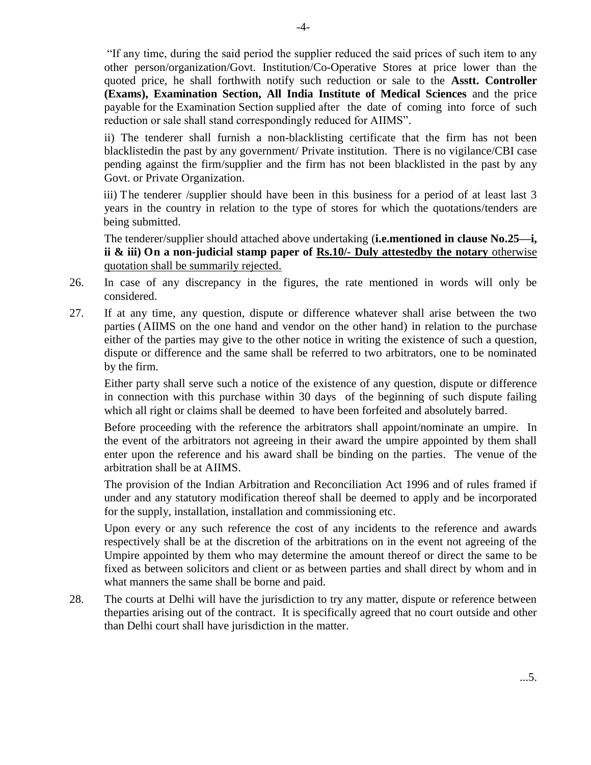"If any time, during the said period the supplier reduced the said prices of such item to any other person/organization/Govt. Institution/Co-Operative Stores at price lower than the quoted price, he shall forthwith notify such reduction or sale to the **Asstt. Controller (Exams), Examination Section, All India Institute of Medical Sciences** and the price payable for the Examination Section supplied after the date of coming into force of such reduction or sale shall stand correspondingly reduced for AIIMS".

ii) The tenderer shall furnish a non-blacklisting certificate that the firm has not been blacklistedin the past by any government/ Private institution. There is no vigilance/CBI case pending against the firm/supplier and the firm has not been blacklisted in the past by any Govt. or Private Organization.

iii) The tenderer /supplier should have been in this business for a period of at least last 3 years in the country in relation to the type of stores for which the quotations/tenders are being submitted.

The tenderer/supplier should attached above undertaking (**i.e.mentioned in clause No.25—i, ii & iii) On a non-judicial stamp paper of <u>Rs.10/- Duly attestedby the notary</u>** <u>otherwise quotation shall be summarily rejected.</u>

26. In case of any discrepancy in the figures, the rate mentioned in words will only be considered.

27. If at any time, any question, dispute or difference whatever shall arise between the two parties (AIIMS on the one hand and vendor on the other hand) in relation to the purchase either of the parties may give to the other notice in writing the existence of such a question, dispute or difference and the same shall be referred to two arbitrators, one to be nominated by the firm.

    Either party shall serve such a notice of the existence of any question, dispute or difference in connection with this purchase within 30 days of the beginning of such dispute failing which all right or claims shall be deemed to have been forfeited and absolutely barred.

    Before proceeding with the reference the arbitrators shall appoint/nominate an umpire. In the event of the arbitrators not agreeing in their award the umpire appointed by them shall enter upon the reference and his award shall be binding on the parties. The venue of the arbitration shall be at AIIMS.

    The provision of the Indian Arbitration and Reconciliation Act 1996 and of rules framed if under and any statutory modification thereof shall be deemed to apply and be incorporated for the supply, installation, installation and commissioning etc.

    Upon every or any such reference the cost of any incidents to the reference and awards respectively shall be at the discretion of the arbitrations on in the event not agreeing of the Umpire appointed by them who may determine the amount thereof or direct the same to be fixed as between solicitors and client or as between parties and shall direct by whom and in what manners the same shall be borne and paid.

28. The courts at Delhi will have the jurisdiction to try any matter, dispute or reference between theparties arising out of the contract. It is specifically agreed that no court outside and other than Delhi court shall have jurisdiction in the matter.

...5.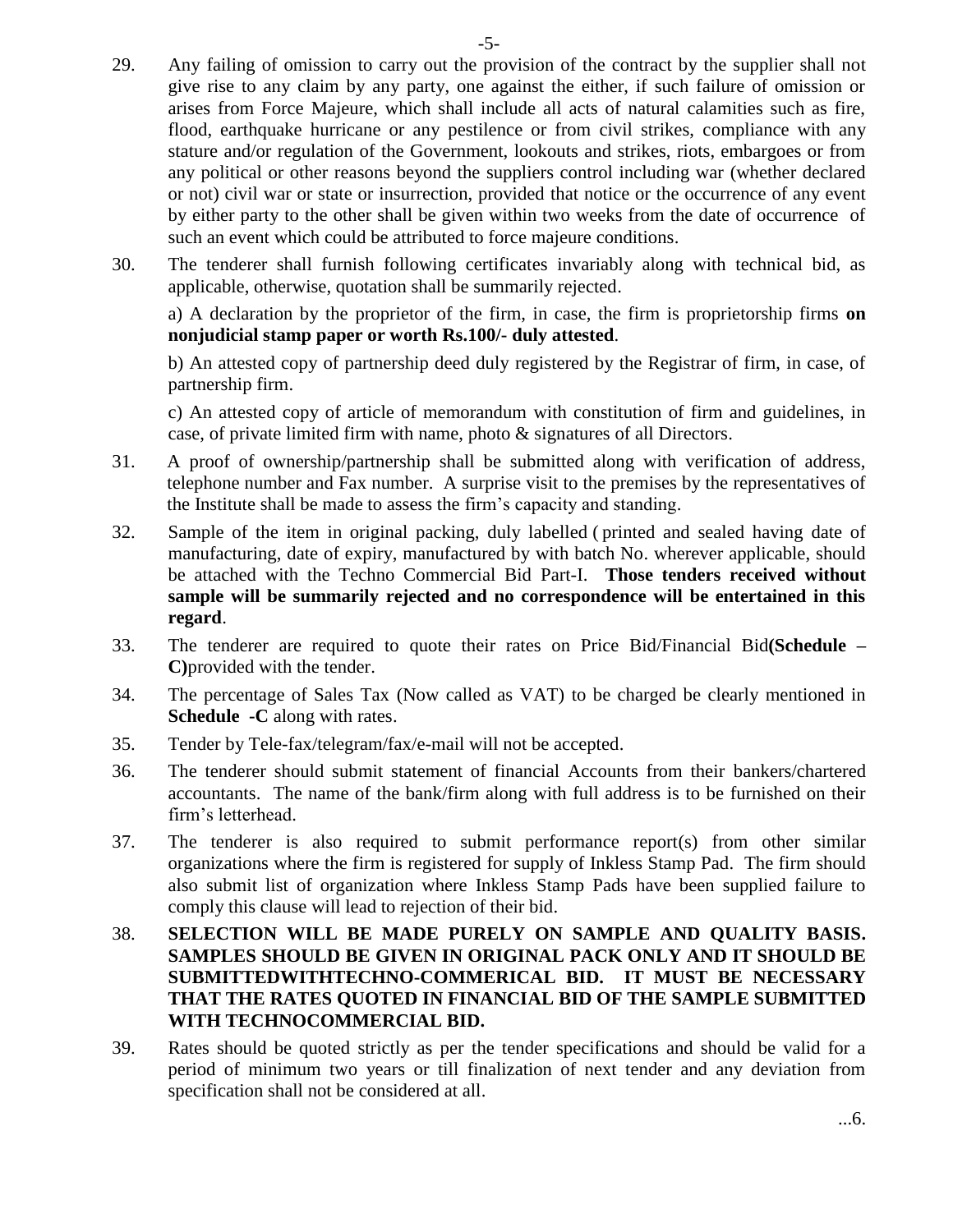29. Any failing of omission to carry out the provision of the contract by the supplier shall not give rise to any claim by any party, one against the either, if such failure of omission or arises from Force Majeure, which shall include all acts of natural calamities such as fire, flood, earthquake hurricane or any pestilence or from civil strikes, compliance with any stature and/or regulation of the Government, lookouts and strikes, riots, embargoes or from any political or other reasons beyond the suppliers control including war (whether declared or not) civil war or state or insurrection, provided that notice or the occurrence of any event by either party to the other shall be given within two weeks from the date of occurrence of such an event which could be attributed to force majeure conditions.

30. The tenderer shall furnish following certificates invariably along with technical bid, as applicable, otherwise, quotation shall be summarily rejected.

    a) A declaration by the proprietor of the firm, in case, the firm is proprietorship firms **on nonjudicial stamp paper or worth Rs.100/- duly attested**.

    b) An attested copy of partnership deed duly registered by the Registrar of firm, in case, of partnership firm.

    c) An attested copy of article of memorandum with constitution of firm and guidelines, in case, of private limited firm with name, photo & signatures of all Directors.

31. A proof of ownership/partnership shall be submitted along with verification of address, telephone number and Fax number. A surprise visit to the premises by the representatives of the Institute shall be made to assess the firm's capacity and standing.

32. Sample of the item in original packing, duly labelled ( printed and sealed having date of manufacturing, date of expiry, manufactured by with batch No. wherever applicable, should be attached with the Techno Commercial Bid Part-I. **Those tenders received without sample will be summarily rejected and no correspondence will be entertained in this regard**.

33. The tenderer are required to quote their rates on Price Bid/Financial Bid**(Schedule – C)**provided with the tender.

34. The percentage of Sales Tax (Now called as VAT) to be charged be clearly mentioned in **Schedule -C** along with rates.

35. Tender by Tele-fax/telegram/fax/e-mail will not be accepted.

36. The tenderer should submit statement of financial Accounts from their bankers/chartered accountants. The name of the bank/firm along with full address is to be furnished on their firm's letterhead.

37. The tenderer is also required to submit performance report(s) from other similar organizations where the firm is registered for supply of Inkless Stamp Pad. The firm should also submit list of organization where Inkless Stamp Pads have been supplied failure to comply this clause will lead to rejection of their bid.

38. **SELECTION WILL BE MADE PURELY ON SAMPLE AND QUALITY BASIS. SAMPLES SHOULD BE GIVEN IN ORIGINAL PACK ONLY AND IT SHOULD BE SUBMITTEDWITHTECHNO-COMMERICAL BID. IT MUST BE NECESSARY THAT THE RATES QUOTED IN FINANCIAL BID OF THE SAMPLE SUBMITTED WITH TECHNOCOMMERCIAL BID.**

39. Rates should be quoted strictly as per the tender specifications and should be valid for a period of minimum two years or till finalization of next tender and any deviation from specification shall not be considered at all.

...6.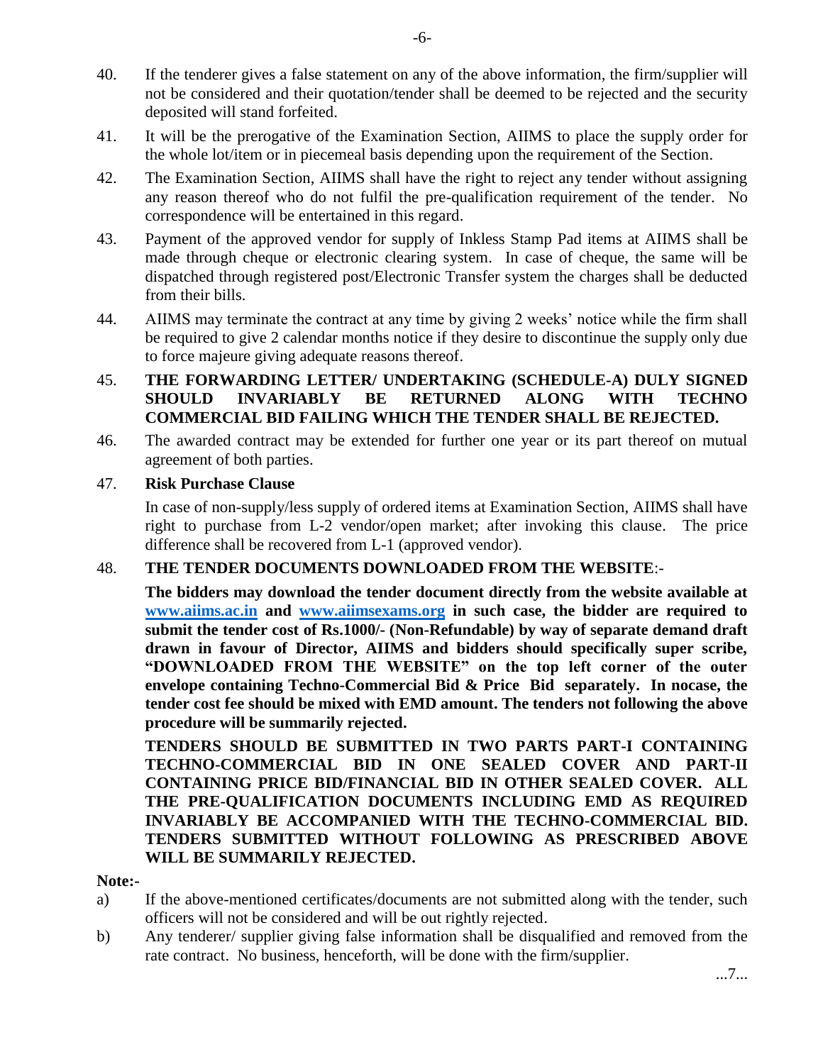40. If the tenderer gives a false statement on any of the above information, the firm/supplier will not be considered and their quotation/tender shall be deemed to be rejected and the security deposited will stand forfeited.

41. It will be the prerogative of the Examination Section, AIIMS to place the supply order for the whole lot/item or in piecemeal basis depending upon the requirement of the Section.

42. The Examination Section, AIIMS shall have the right to reject any tender without assigning any reason thereof who do not fulfil the pre-qualification requirement of the tender. No correspondence will be entertained in this regard.

43. Payment of the approved vendor for supply of Inkless Stamp Pad items at AIIMS shall be made through cheque or electronic clearing system. In case of cheque, the same will be dispatched through registered post/Electronic Transfer system the charges shall be deducted from their bills.

44. AIIMS may terminate the contract at any time by giving 2 weeks' notice while the firm shall be required to give 2 calendar months notice if they desire to discontinue the supply only due to force majeure giving adequate reasons thereof.

45. **THE FORWARDING LETTER/ UNDERTAKING (SCHEDULE-A) DULY SIGNED SHOULD INVARIABLY BE RETURNED ALONG WITH TECHNO COMMERCIAL BID FAILING WHICH THE TENDER SHALL BE REJECTED.**

46. The awarded contract may be extended for further one year or its part thereof on mutual agreement of both parties.

47. **Risk Purchase Clause**

    In case of non-supply/less supply of ordered items at Examination Section, AIIMS shall have right to purchase from L-2 vendor/open market; after invoking this clause. The price difference shall be recovered from L-1 (approved vendor).

48. **THE TENDER DOCUMENTS DOWNLOADED FROM THE WEBSITE**:-

    **The bidders may download the tender document directly from the website available at [www.aiims.ac.in](http://www.aiims.ac.in) and [www.aiimsexams.org](http://www.aiimsexams.org) in such case, the bidder are required to submit the tender cost of Rs.1000/- (Non-Refundable) by way of separate demand draft drawn in favour of Director, AIIMS and bidders should specifically super scribe, "DOWNLOADED FROM THE WEBSITE" on the top left corner of the outer envelope containing Techno-Commercial Bid & Price Bid separately. In nocase, the tender cost fee should be mixed with EMD amount. The tenders not following the above procedure will be summarily rejected.**

    **TENDERS SHOULD BE SUBMITTED IN TWO PARTS PART-I CONTAINING TECHNO-COMMERCIAL BID IN ONE SEALED COVER AND PART-II CONTAINING PRICE BID/FINANCIAL BID IN OTHER SEALED COVER. ALL THE PRE-QUALIFICATION DOCUMENTS INCLUDING EMD AS REQUIRED INVARIABLY BE ACCOMPANIED WITH THE TECHNO-COMMERCIAL BID. TENDERS SUBMITTED WITHOUT FOLLOWING AS PRESCRIBED ABOVE WILL BE SUMMARILY REJECTED.**

**Note:-**

a) If the above-mentioned certificates/documents are not submitted along with the tender, such officers will not be considered and will be out rightly rejected.

b) Any tenderer/ supplier giving false information shall be disqualified and removed from the rate contract. No business, henceforth, will be done with the firm/supplier.

...7...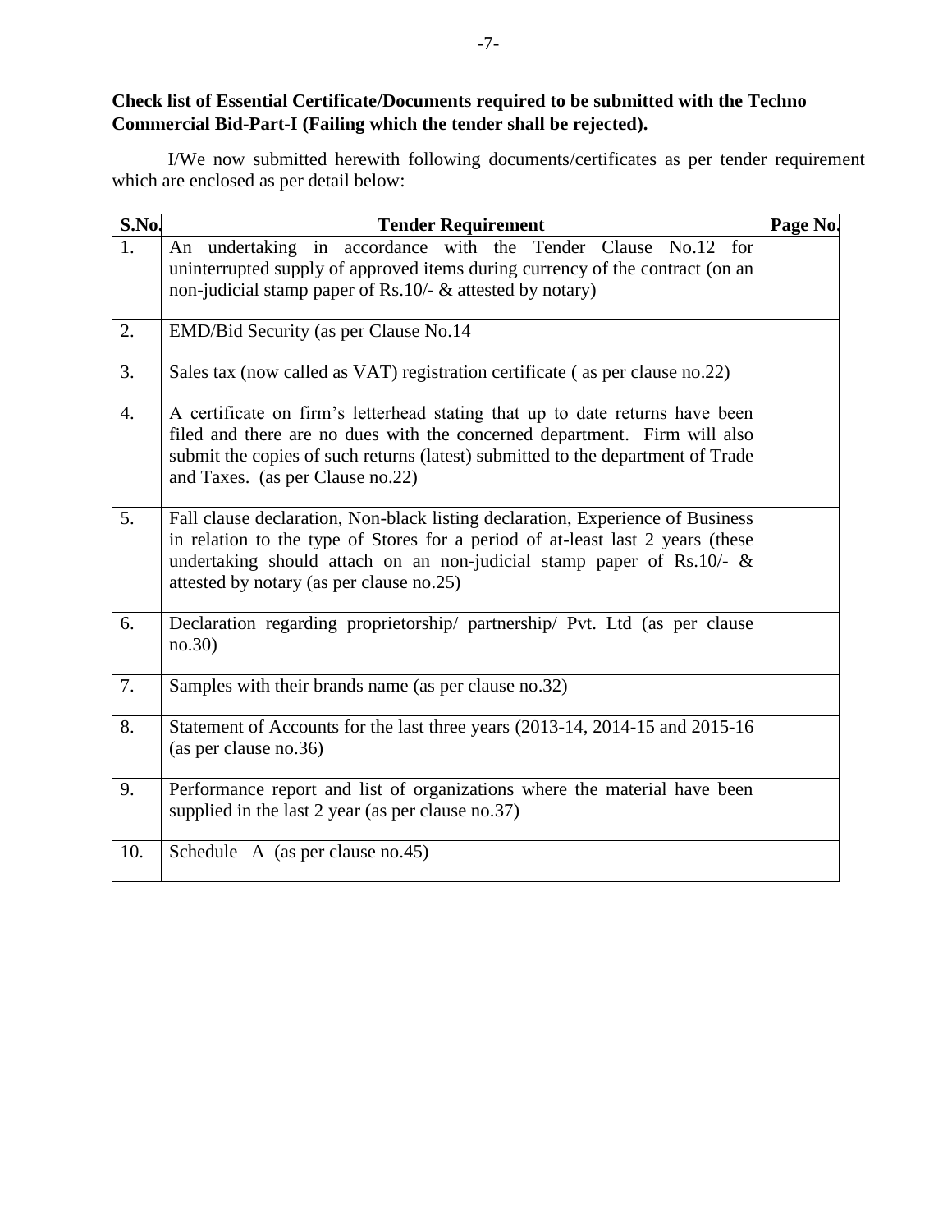**Check list of Essential Certificate/Documents required to be submitted with the Techno Commercial Bid-Part-I (Failing which the tender shall be rejected).**

I/We now submitted herewith following documents/certificates as per tender requirement which are enclosed as per detail below:

| S.No. | Tender Requirement | Page No. |
|---|---|---|
| 1. | An undertaking in accordance with the Tender Clause No.12 for uninterrupted supply of approved items during currency of the contract (on an non-judicial stamp paper of Rs.10/- & attested by notary) | |
| 2. | EMD/Bid Security (as per Clause No.14 | |
| 3. | Sales tax (now called as VAT) registration certificate ( as per clause no.22) | |
| 4. | A certificate on firm's letterhead stating that up to date returns have been filed and there are no dues with the concerned department. Firm will also submit the copies of such returns (latest) submitted to the department of Trade and Taxes. (as per Clause no.22) | |
| 5. | Fall clause declaration, Non-black listing declaration, Experience of Business in relation to the type of Stores for a period of at-least last 2 years (these undertaking should attach on an non-judicial stamp paper of Rs.10/- & attested by notary (as per clause no.25) | |
| 6. | Declaration regarding proprietorship/ partnership/ Pvt. Ltd (as per clause no.30) | |
| 7. | Samples with their brands name (as per clause no.32) | |
| 8. | Statement of Accounts for the last three years (2013-14, 2014-15 and 2015-16 (as per clause no.36) | |
| 9. | Performance report and list of organizations where the material have been supplied in the last 2 year (as per clause no.37) | |
| 10. | Schedule –A (as per clause no.45) | |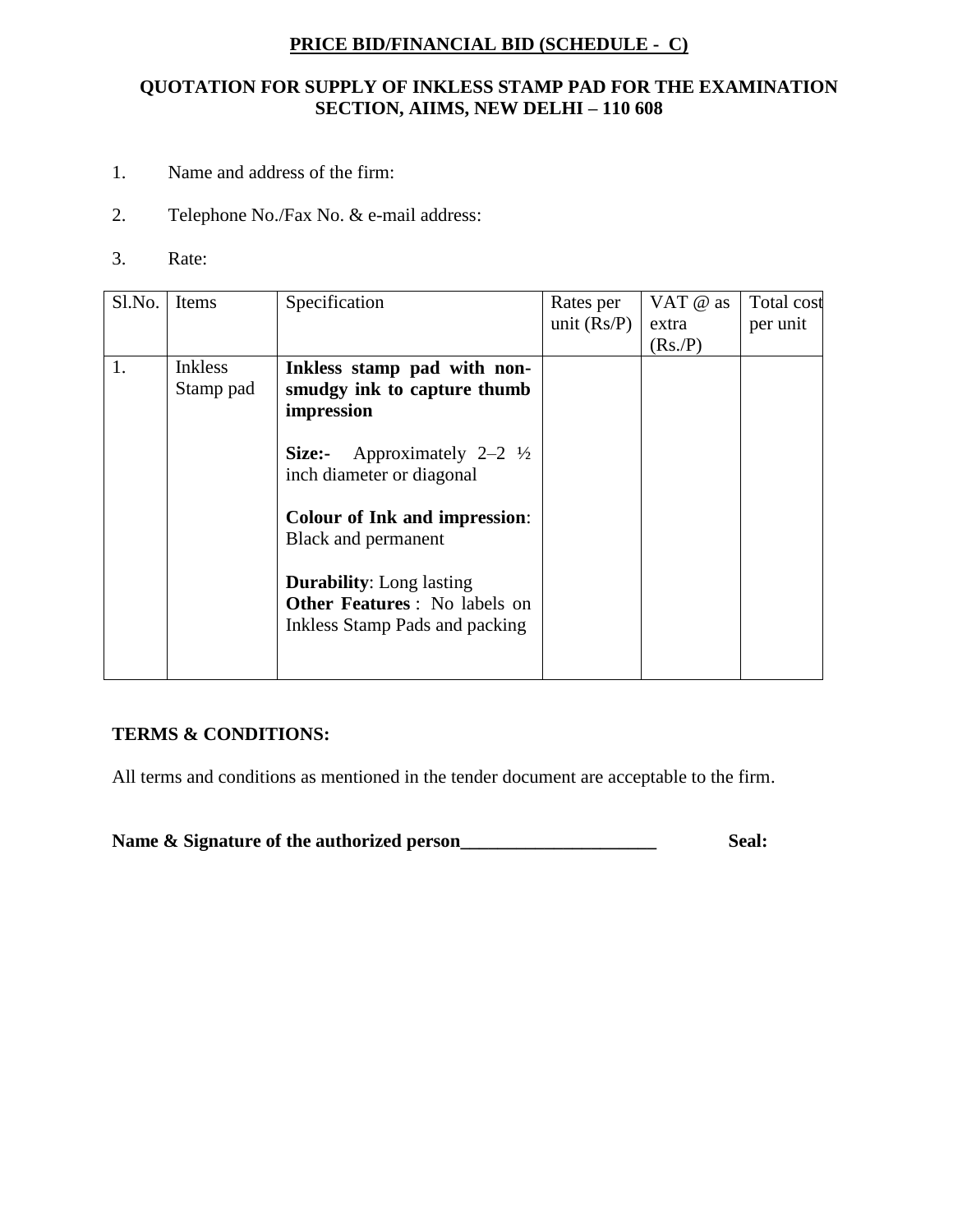**PRICE BID/FINANCIAL BID (SCHEDULE - C)**

**QUOTATION FOR SUPPLY OF INKLESS STAMP PAD FOR THE EXAMINATION SECTION, AIIMS, NEW DELHI – 110 608**

1. Name and address of the firm:
2. Telephone No./Fax No. & e-mail address:
3. Rate:

| Sl.No. | Items | Specification | Rates per unit (Rs/P) | VAT @ as extra (Rs./P) | Total cost per unit |
|---|---|---|---|---|---|
| 1. | Inkless Stamp pad | **Inkless stamp pad with non-smudgy ink to capture thumb impression**<br><br>**Size:-** Approximately 2–2 ½ inch diameter or diagonal<br><br>**Colour of Ink and impression**: Black and permanent<br><br>**Durability**: Long lasting<br>**Other Features** : No labels on Inkless Stamp Pads and packing | | | |

**TERMS & CONDITIONS:**

All terms and conditions as mentioned in the tender document are acceptable to the firm.

**Name & Signature of the authorized person_____________________ Seal:**